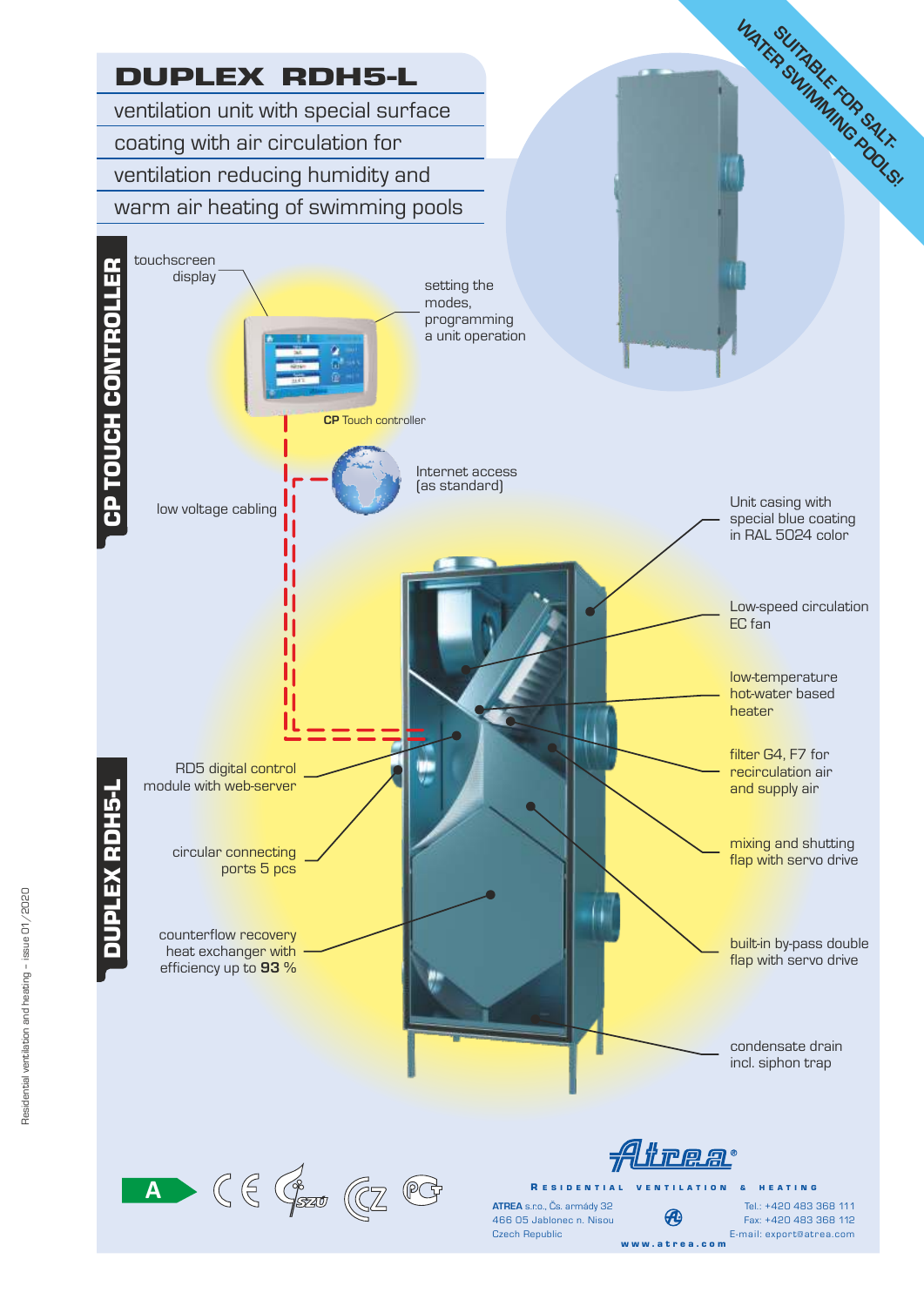# DUPLEX RDH5-L

ventilation unit with special surface coating with air circulation for ventilation reducing humidity and warm air heating of swimming pools

**SUITABLE FOR SALT-WATER SWIMMING POOLS!**

## CP TOUCH CONTROLLER

- touchscreen display
- setting the modes, programming a unit operation
- **CP** Touch controller
- Internet access (as standard)
- low voltage cabling

## DUPLEX RDH5-L

- Unit casing with special blue coating in RAL 5024 color
- Low-speed circulation EC fan
- low-temperature hot-water based heater
- filter G4, F7 for recirculation air and supply air
- mixing and shutting flap with servo drive
- built-in by-pass double flap with servo drive
- condensate drain incl. siphon trap
- RD5 digital control module with web-server
- circular connecting ports 5 pcs
- counterflow recovery heat exchanger with efficiency up to **93** %

A

**Atrea**®

RESIDENTIAL VENTILATION & HEATING

**ATREA** s.r.o., Čs. armády 32
466 05 Jablonec n. Nisou
Czech Republic

Tel.: +420 483 368 111
Fax: +420 483 368 112
E-mail: export@atrea.com

www.atrea.com

Residential ventilation and heating – issue 01/2020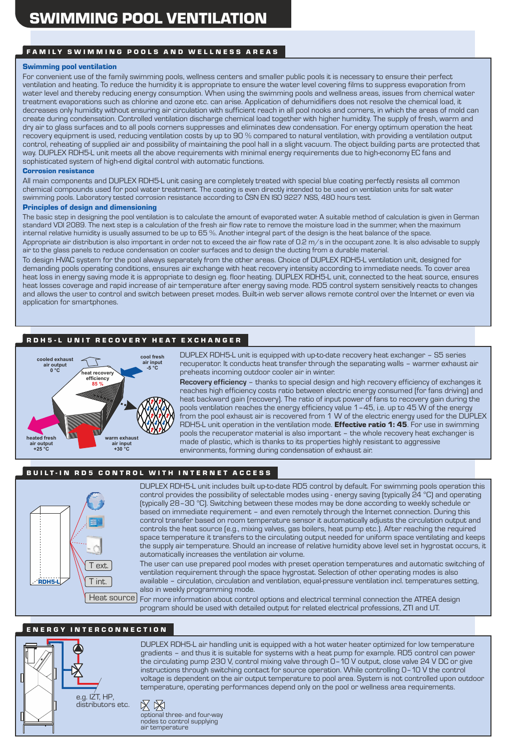# SWIMMING POOL VENTILATION

## FAMILY SWIMMING POOLS AND WELLNESS AREAS

### Swimming pool ventilation

For convenient use of the family swimming pools, wellness centers and smaller public pools it is necessary to ensure their perfect ventilation and heating. To reduce the humidity it is appropriate to ensure the water level covering films to suppress evaporation from water level and thereby reducing energy consumption. When using the swimming pools and wellness areas, issues from chemical water treatment evaporations such as chlorine and ozone etc. can arise. Application of dehumidifiers does not resolve the chemical load, it decreases only humidity without ensuring air circulation with sufficient reach in all pool nooks and corners, in which the areas of mold can create during condensation. Controlled ventilation discharge chemical load together with higher humidity. The supply of fresh, warm and dry air to glass surfaces and to all pools corners suppresses and eliminates dew condensation. For energy optimum operation the heat recovery equipment is used, reducing ventilation costs by up to 90 % compared to natural ventilation, with providing a ventilation output control, reheating of supplied air and possibility of maintaining the pool hall in a slight vacuum. The object building parts are protected that way. DUPLEX RDH5-L unit meets all the above requirements with minimal energy requirements due to high-economy EC fans and sophisticated system of high-end digital control with automatic functions.

### Corrosion resistance

All main components and DUPLEX RDH5-L unit casing are completely treated with special blue coating perfectly resists all common chemical compounds used for pool water treatment. The coating is even directly intended to be used on ventilation units for salt water swimming pools. Laboratory tested corrosion resistance according to ČSN EN ISO 9227 NSS, 480 hours test.

### Principles of design and dimensioning

The basic step in designing the pool ventilation is to calculate the amount of evaporated water. A suitable method of calculation is given in German standard VDI 2089. The next step is a calculation of the fresh air flow rate to remove the moisture load in the summer, when the maximum internal relative humidity is usually assumed to be up to 65 %. Another integral part of the design is the heat balance of the space.

Appropriate air distribution is also important in order not to exceed the air flow rate of 0.2 m/s in the occupant zone. It is also advisable to supply air to the glass panels to reduce condensation on cooler surfaces and to design the ducting from a durable material.

To design HVAC system for the pool always separately from the other areas. Choice of DUPLEX RDH5-L ventilation unit, designed for demanding pools operating conditions, ensures air exchange with heat recovery intensity according to immediate needs. To cover area heat loss in energy saving mode it is appropriate to design eg. floor heating. DUPLEX RDH5-L unit, connected to the heat source, ensures heat losses coverage and rapid increase of air temperature after energy saving mode. RD5 control system sensitively reacts to changes and allows the user to control and switch between preset modes. Built-in web server allows remote control over the Internet or even via application for smartphones.

## RDH5-L UNIT RECOVERY HEAT EXCHANGER

cooled exhaust air output 0 °C | cool fresh air input -5 °C | heat recovery efficiency 85 % | heated fresh air output +25 °C | warm exhaust air input +30 °C

DUPLEX RDH5-L unit is equipped with up-to-date recovery heat exchanger – S5 series recuperator. It conducts heat transfer through the separating walls – warmer exhaust air preheats incoming outdoor cooler air in winter.

**Recovery efficiency** – thanks to special design and high recovery efficiency of exchanges it reaches high efficiency costs ratio between electric energy consumed (for fans driving) and heat backward gain (recovery). The ratio of input power of fans to recovery gain during the pools ventilation reaches the energy efficiency value 1–45, i.e. up to 45 W of the energy from the pool exhaust air is recovered from 1 W of the electric energy used for the DUPLEX RDH5-L unit operation in the ventilation mode. **Effective ratio 1: 45**. For use in swimming pools the recuperator material is also important – the whole recovery heat exchanger is made of plastic, which is thanks to its properties highly resistant to aggressive environments, forming during condensation of exhaust air.

## BUILT-IN RD5 CONTROL WITH INTERNET ACCESS

RDH5-L | T ext. | T int. | Heat source

DUPLEX RDH5-L unit includes built up-to-date RD5 control by default. For swimming pools operation this control provides the possibility of selectable modes using - energy saving (typically 24 °C) and operating (typically 28–30 °C). Switching between these modes may be done according to weekly schedule or based on immediate requirement – and even remotely through the Internet connection. During this control transfer based on room temperature sensor it automatically adjusts the circulation output and controls the heat source (e.g., mixing valves, gas boilers, heat pump etc.). After reaching the required space temperature it transfers to the circulating output needed for uniform space ventilating and keeps the supply air temperature. Should an increase of relative humidity above level set in hygrostat occurs, it automatically increases the ventilation air volume.

The user can use prepared pool modes with preset operation temperatures and automatic switching of ventilation requirement through the space hygrostat. Selection of other operating modes is also available – circulation, circulation and ventilation, equal-pressure ventilation incl. temperatures setting, also in weekly programming mode.

For more information about control options and electrical terminal connection the ATREA design program should be used with detailed output for related electrical professions, ZTI and UT.

## ENERGY INTERCONNECTION

e.g. IZT, HP, distributors etc.

DUPLEX RDH5-L air handling unit is equipped with a hot water heater optimized for low temperature gradients – and thus it is suitable for systems with a heat pump for example. RD5 control can power the circulating pump 230 V, control mixing valve through 0–10 V output, close valve 24 V DC or give instructions through switching contact for source operation. While controlling 0–10 V the control voltage is dependent on the air output temperature to pool area. System is not controlled upon outdoor temperature, operating performances depend only on the pool or wellness area requirements.

optional three- and four-way nodes to control supplying air temperature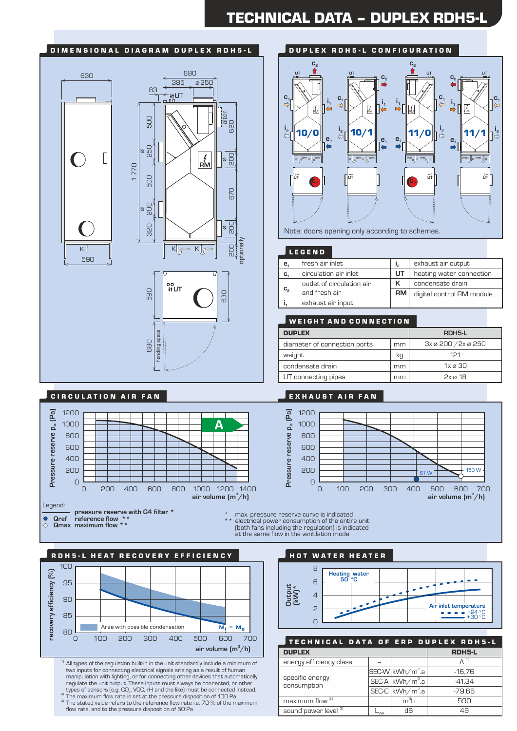# TECHNICAL DATA – DUPLEX RDH5-L

## DIMENSIONAL DIAGRAM DUPLEX RDH5-L

## DUPLEX RDH5-L CONFIGURATION

10/0 · 10/1 · 11/0 · 11/1

Note: doors opening only according to schemes.

## LEGEND

| | | | |
|---|---|---|---|
| $e_1$ | fresh air inlet | $i_2$ | exhaust air output |
| $c_1$ | circulation air inlet | UT | heating water connection |
| $c_2$ | outlet of circulation air and fresh air | K | condensate drain |
| | | RM | digital control RM module |
| $i_1$ | exhaust air input | | |

## WEIGHT AND CONNECTION

| DUPLEX | | RDH5-L |
|---|---|---|
| diameter of connection ports | mm | 3x ø 200 / 2x ø 250 |
| weight | kg | 121 |
| condensate drain | mm | 1x ø 30 |
| UT connecting pipes | mm | 2x ø 18 |

## CIRCULATION AIR FAN

## EXHAUST AIR FAN

Legend:

- pressure reserve with G4 filter *
- Qref reference flow **
- Qmax maximum flow **

\* max. pressure reserve curve is indicated

\*\* electrical power consumption of the entire unit (both fans including the regulation) is indicated at the same flow in the ventilation mode

## RDH5-L HEAT RECOVERY EFFICIENCY

## HOT WATER HEATER

## TECHNICAL DATA OF ERP DUPLEX RDH5-L

| DUPLEX | | | RDH5-L |
|---|---|---|---|
| energy efficiency class | – | | A [1] |
| specific energy consumption | SEC-W | kWh/m².a | -16,76 |
| | SEC-A | kWh/m².a | -41,34 |
| | SEC-C | kWh/m².a | -79,66 |
| maximum flow [2] | | m³h | 590 |
| sound power level [3] | $L_{WA}$ | dB | 49 |

[1] All types of the regulation built-in in the unit standardly include a minimum of two inputs for connecting electrical signals arising as a result of human manipulation with lighting, or for connecting other devices that automatically regulate the unit output. These inputs must always be connected, or other types of sensors (e.g. $CO_2$, VOC, rH and the like) must be connected instead.

[2] The maximum flow rate is set at the pressure disposition of 100 Pa

[3] The stated value refers to the reference flow rate i.e. 70 % of the maximum flow rate, and to the pressure disposition of 50 Pa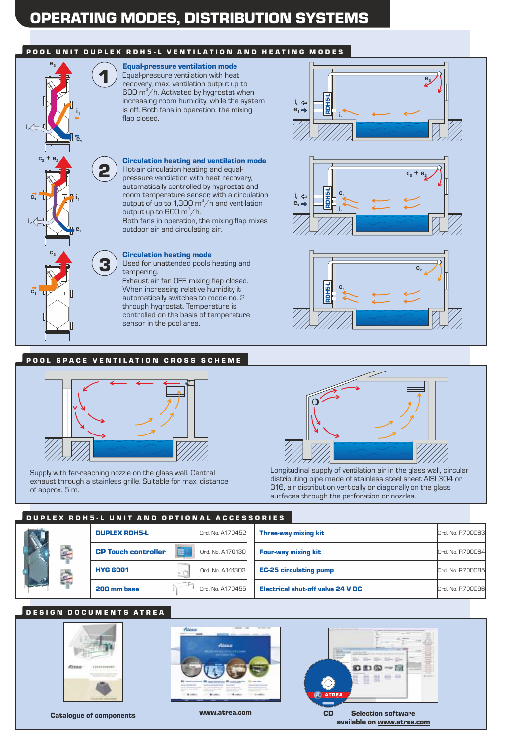# OPERATING MODES, DISTRIBUTION SYSTEMS

## POOL UNIT DUPLEX RDH5-L VENTILATION AND HEATING MODES

### 1 Equal-pressure ventilation mode

Equal-pressure ventilation with heat recovery, max. ventilation output up to 600 $m^3$/h. Activated by hygrostat when increasing room humidity, while the system is off. Both fans in operation, the mixing flap closed.

### 2 Circulation heating and ventilation mode

Hot-air circulation heating and equal-pressure ventilation with heat recovery, automatically controlled by hygrostat and room temperature sensor, with a circulation output of up to 1,300 $m^3$/h and ventilation output up to 600 $m^3$/h.
Both fans in operation, the mixing flap mixes outdoor air and circulating air.

### 3 Circulation heating mode

Used for unattended pools heating and tempering.
Exhaust air fan OFF, mixing flap closed. When increasing relative humidity it automatically switches to mode no. 2 through hygrostat. Temperature is controlled on the basis of temperature sensor in the pool area.

## POOL SPACE VENTILATION CROSS SCHEME

Supply with far-reaching nozzle on the glass wall. Central exhaust through a stainless grille. Suitable for max. distance of approx. 5 m.

Longitudinal supply of ventilation air in the glass wall, circular distributing pipe made of stainless steel sheet AISI 304 or 316, air distribution vertically or diagonally on the glass surfaces through the perforation or nozzles.

## DUPLEX RDH5-L UNIT AND OPTIONAL ACCESSORIES

| | | | |
|---|---|---|---|
| **DUPLEX RDH5-L** | Ord. No. A170452 | **Three-way mixing kit** | Ord. No. R700083 |
| **CP Touch controller** | Ord. No. A170130 | **Four-way mixing kit** | Ord. No. R700084 |
| **HYG 6001** | Ord. No. A141303 | **EC-25 circulating pump** | Ord. No. R700085 |
| **200 mm base** | Ord. No. A170455 | **Electrical shut-off valve 24 V DC** | Ord. No. R700096 |

## DESIGN DOCUMENTS ATREA

**Catalogue of components**

**www.atrea.com**

**CD** **Selection software available on www.atrea.com**